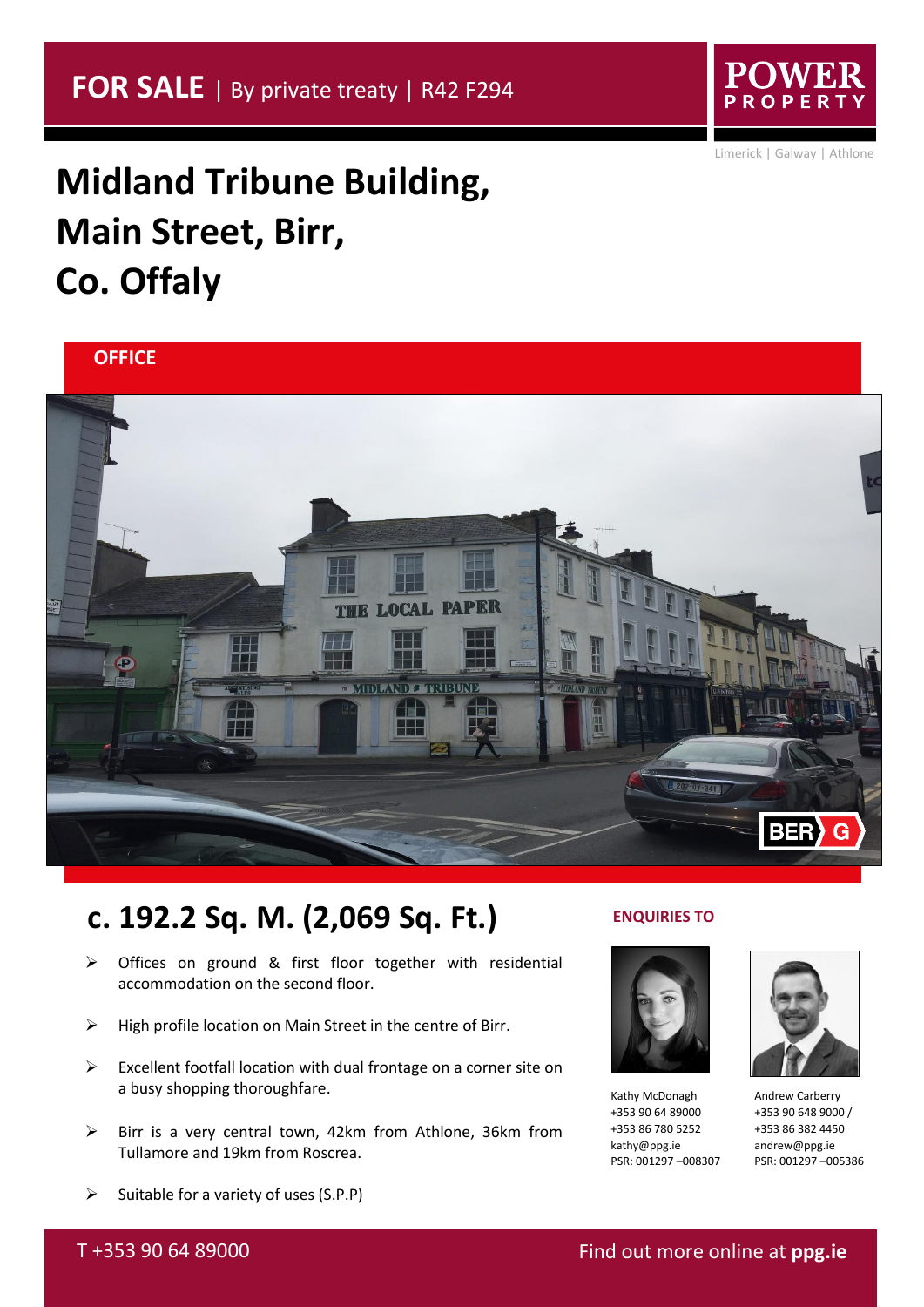**FOR SALE** | By private treaty | R42 F294

POWER PROPERTY

Limerick | Galway | Athlone

# Midland Tribune Building, Main Street, Birr, Co. Offaly

**OFFICE**

BER G

## c. 192.2 Sq. M. (2,069 Sq. Ft.)

- Offices on ground & first floor together with residential accommodation on the second floor.
- High profile location on Main Street in the centre of Birr.
- Excellent footfall location with dual frontage on a corner site on a busy shopping thoroughfare.
- Birr is a very central town, 42km from Athlone, 36km from Tullamore and 19km from Roscrea.
- Suitable for a variety of uses (S.P.P)

**ENQUIRIES TO**

Kathy McDonagh
+353 90 64 89000
+353 86 780 5252
kathy@ppg.ie
PSR: 001297 –008307

Andrew Carberry
+353 90 648 9000 /
+353 86 382 4450
andrew@ppg.ie
PSR: 001297 –005386

T +353 90 64 89000

Find out more online at **ppg.ie**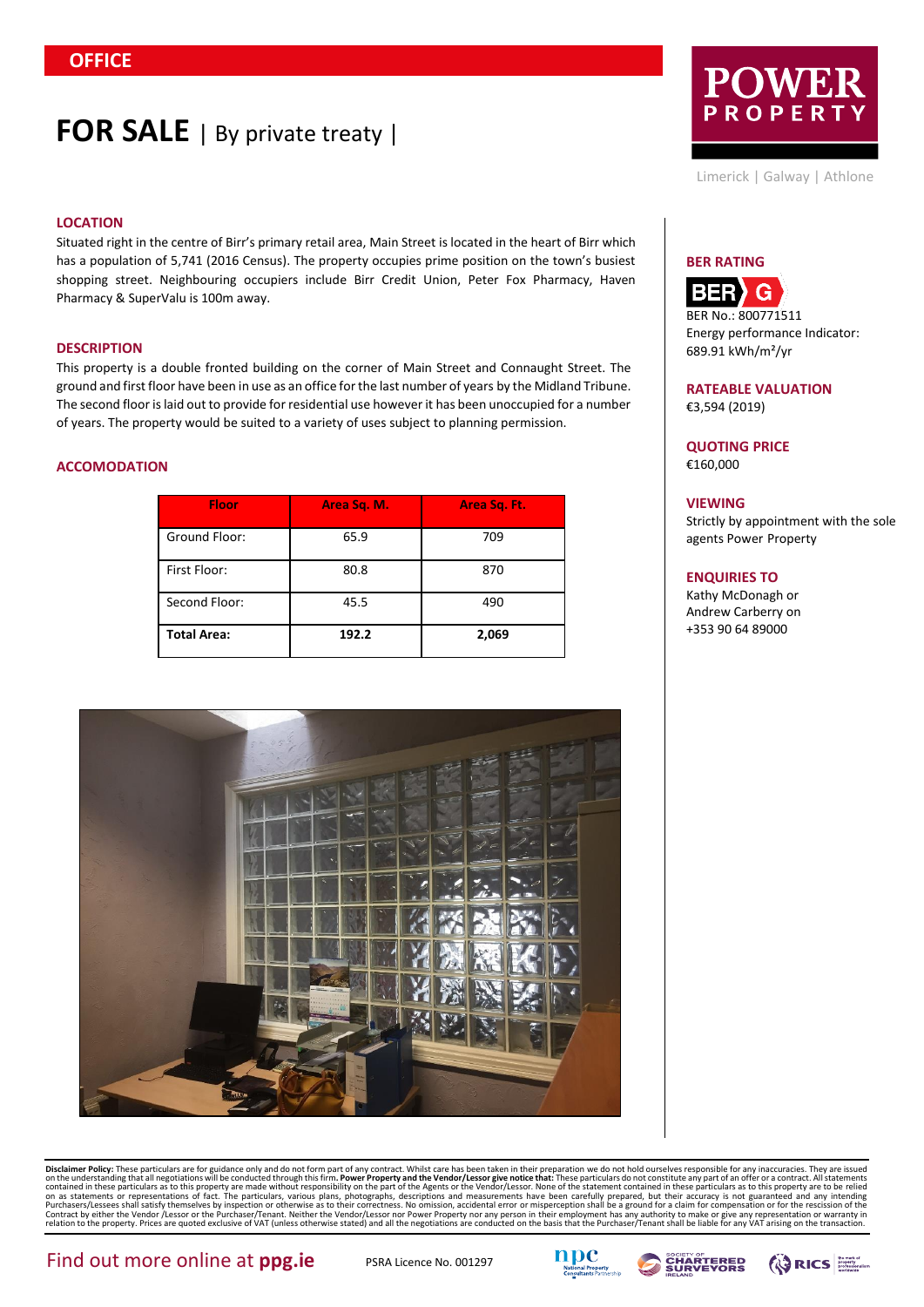OFFICE

# FOR SALE | By private treaty |

POWER PROPERTY

Limerick | Galway | Athlone

## LOCATION

Situated right in the centre of Birr's primary retail area, Main Street is located in the heart of Birr which has a population of 5,741 (2016 Census). The property occupies prime position on the town's busiest shopping street. Neighbouring occupiers include Birr Credit Union, Peter Fox Pharmacy, Haven Pharmacy & SuperValu is 100m away.

## DESCRIPTION

This property is a double fronted building on the corner of Main Street and Connaught Street. The ground and first floor have been in use as an office for the last number of years by the Midland Tribune. The second floor is laid out to provide for residential use however it has been unoccupied for a number of years. The property would be suited to a variety of uses subject to planning permission.

## ACCOMODATION

| Floor | Area Sq. M. | Area Sq. Ft. |
|---|---|---|
| Ground Floor: | 65.9 | 709 |
| First Floor: | 80.8 | 870 |
| Second Floor: | 45.5 | 490 |
| **Total Area:** | **192.2** | **2,069** |

## BER RATING

BER G

BER No.: 800771511

Energy performance Indicator: 689.91 kWh/m²/yr

## RATEABLE VALUATION

€3,594 (2019)

## QUOTING PRICE

€160,000

## VIEWING

Strictly by appointment with the sole agents Power Property

## ENQUIRIES TO

Kathy McDonagh or Andrew Carberry on +353 90 64 89000

**Disclaimer Policy:** These particulars are for guidance only and do not form part of any contract. Whilst care has been taken in their preparation we do not hold ourselves responsible for any inaccuracies. They are issued on the understanding that all negotiations will be conducted through this firm. **Power Property and the Vendor/Lessor give notice that:** These particulars do not constitute any part of an offer or a contract. All statements contained in these particulars as to this property are made without responsibility on the part of the Agents or the Vendor/Lessor. None of the statement contained in these particulars as to this property are to be relied on as statements or representations of fact. The particulars, various plans, photographs, descriptions and measurements have been carefully prepared, but their accuracy is not guaranteed and any intending Purchasers/Lessees shall satisfy themselves by inspection or otherwise as to their correctness. No omission, accidental error or misperception shall be a ground for a claim for compensation or for the rescission of the Contract by either the Vendor /Lessor or the Purchaser/Tenant. Neither the Vendor/Lessor nor Power Property nor any person in their employment has any authority to make or give any representation or warranty in relation to the property. Prices are quoted exclusive of VAT (unless otherwise stated) and all the negotiations are conducted on the basis that the Purchaser/Tenant shall be liable for any VAT arising on the transaction.

Find out more online at **ppg.ie**

PSRA Licence No. 001297